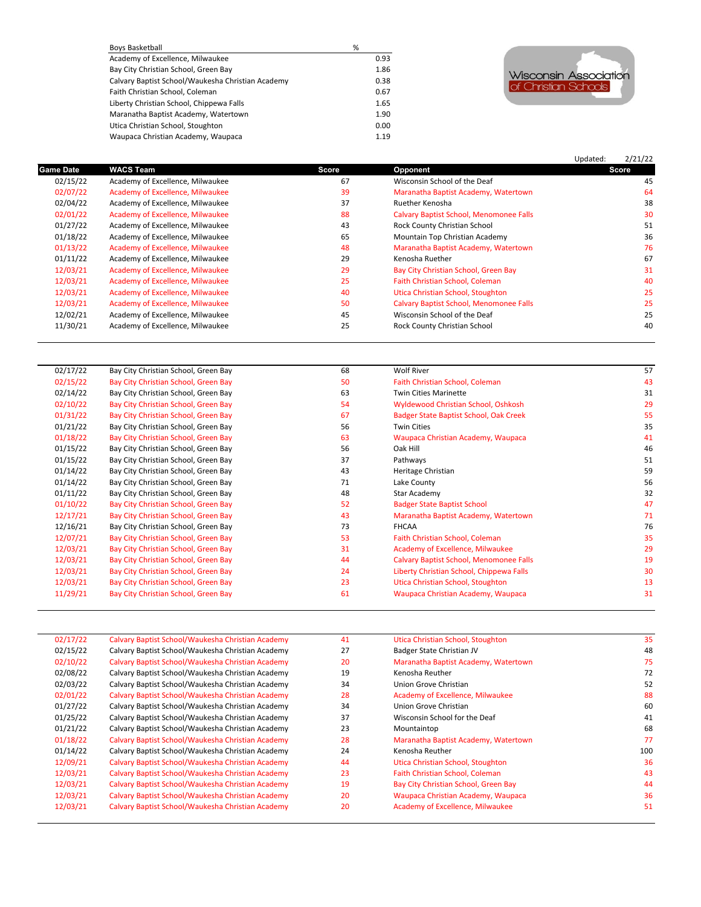| Boys Basketball | % |
|---|---|
| Academy of Excellence, Milwaukee | 0.93 |
| Bay City Christian School, Green Bay | 1.86 |
| Calvary Baptist School/Waukesha Christian Academy | 0.38 |
| Faith Christian School, Coleman | 0.67 |
| Liberty Christian School, Chippewa Falls | 1.65 |
| Maranatha Baptist Academy, Watertown | 1.90 |
| Utica Christian School, Stoughton | 0.00 |
| Waupaca Christian Academy, Waupaca | 1.19 |

Wisconsin Association of Christian Schools

Updated: 2/21/22

| Game Date | WACS Team | Score | Opponent | Score |
|---|---|---|---|---|
| 02/15/22 | Academy of Excellence, Milwaukee | 67 | Wisconsin School of the Deaf | 45 |
| 02/07/22 | Academy of Excellence, Milwaukee | 39 | Maranatha Baptist Academy, Watertown | 64 |
| 02/04/22 | Academy of Excellence, Milwaukee | 37 | Ruether Kenosha | 38 |
| 02/01/22 | Academy of Excellence, Milwaukee | 88 | Calvary Baptist School, Menomonee Falls | 30 |
| 01/27/22 | Academy of Excellence, Milwaukee | 43 | Rock County Christian School | 51 |
| 01/18/22 | Academy of Excellence, Milwaukee | 65 | Mountain Top Christian Academy | 36 |
| 01/13/22 | Academy of Excellence, Milwaukee | 48 | Maranatha Baptist Academy, Watertown | 76 |
| 01/11/22 | Academy of Excellence, Milwaukee | 29 | Kenosha Ruether | 67 |
| 12/03/21 | Academy of Excellence, Milwaukee | 29 | Bay City Christian School, Green Bay | 31 |
| 12/03/21 | Academy of Excellence, Milwaukee | 25 | Faith Christian School, Coleman | 40 |
| 12/03/21 | Academy of Excellence, Milwaukee | 40 | Utica Christian School, Stoughton | 25 |
| 12/03/21 | Academy of Excellence, Milwaukee | 50 | Calvary Baptist School, Menomonee Falls | 25 |
| 12/02/21 | Academy of Excellence, Milwaukee | 45 | Wisconsin School of the Deaf | 25 |
| 11/30/21 | Academy of Excellence, Milwaukee | 25 | Rock County Christian School | 40 |

| Game Date | WACS Team | Score | Opponent | Score |
|---|---|---|---|---|
| 02/17/22 | Bay City Christian School, Green Bay | 68 | Wolf River | 57 |
| 02/15/22 | Bay City Christian School, Green Bay | 50 | Faith Christian School, Coleman | 43 |
| 02/14/22 | Bay City Christian School, Green Bay | 63 | Twin Cities Marinette | 31 |
| 02/10/22 | Bay City Christian School, Green Bay | 54 | Wyldewood Christian School, Oshkosh | 29 |
| 01/31/22 | Bay City Christian School, Green Bay | 67 | Badger State Baptist School, Oak Creek | 55 |
| 01/21/22 | Bay City Christian School, Green Bay | 56 | Twin Cities | 35 |
| 01/18/22 | Bay City Christian School, Green Bay | 63 | Waupaca Christian Academy, Waupaca | 41 |
| 01/15/22 | Bay City Christian School, Green Bay | 56 | Oak Hill | 46 |
| 01/15/22 | Bay City Christian School, Green Bay | 37 | Pathways | 51 |
| 01/14/22 | Bay City Christian School, Green Bay | 43 | Heritage Christian | 59 |
| 01/14/22 | Bay City Christian School, Green Bay | 71 | Lake County | 56 |
| 01/11/22 | Bay City Christian School, Green Bay | 48 | Star Academy | 32 |
| 01/10/22 | Bay City Christian School, Green Bay | 52 | Badger State Baptist School | 47 |
| 12/17/21 | Bay City Christian School, Green Bay | 43 | Maranatha Baptist Academy, Watertown | 71 |
| 12/16/21 | Bay City Christian School, Green Bay | 73 | FHCAA | 76 |
| 12/07/21 | Bay City Christian School, Green Bay | 53 | Faith Christian School, Coleman | 35 |
| 12/03/21 | Bay City Christian School, Green Bay | 31 | Academy of Excellence, Milwaukee | 29 |
| 12/03/21 | Bay City Christian School, Green Bay | 44 | Calvary Baptist School, Menomonee Falls | 19 |
| 12/03/21 | Bay City Christian School, Green Bay | 24 | Liberty Christian School, Chippewa Falls | 30 |
| 12/03/21 | Bay City Christian School, Green Bay | 23 | Utica Christian School, Stoughton | 13 |
| 11/29/21 | Bay City Christian School, Green Bay | 61 | Waupaca Christian Academy, Waupaca | 31 |

| Game Date | WACS Team | Score | Opponent | Score |
|---|---|---|---|---|
| 02/17/22 | Calvary Baptist School/Waukesha Christian Academy | 41 | Utica Christian School, Stoughton | 35 |
| 02/15/22 | Calvary Baptist School/Waukesha Christian Academy | 27 | Badger State Christian JV | 48 |
| 02/10/22 | Calvary Baptist School/Waukesha Christian Academy | 20 | Maranatha Baptist Academy, Watertown | 75 |
| 02/08/22 | Calvary Baptist School/Waukesha Christian Academy | 19 | Kenosha Reuther | 72 |
| 02/03/22 | Calvary Baptist School/Waukesha Christian Academy | 34 | Union Grove Christian | 52 |
| 02/01/22 | Calvary Baptist School/Waukesha Christian Academy | 28 | Academy of Excellence, Milwaukee | 88 |
| 01/27/22 | Calvary Baptist School/Waukesha Christian Academy | 34 | Union Grove Christian | 60 |
| 01/25/22 | Calvary Baptist School/Waukesha Christian Academy | 37 | Wisconsin School for the Deaf | 41 |
| 01/21/22 | Calvary Baptist School/Waukesha Christian Academy | 23 | Mountaintop | 68 |
| 01/18/22 | Calvary Baptist School/Waukesha Christian Academy | 28 | Maranatha Baptist Academy, Watertown | 77 |
| 01/14/22 | Calvary Baptist School/Waukesha Christian Academy | 24 | Kenosha Reuther | 100 |
| 12/09/21 | Calvary Baptist School/Waukesha Christian Academy | 44 | Utica Christian School, Stoughton | 36 |
| 12/03/21 | Calvary Baptist School/Waukesha Christian Academy | 23 | Faith Christian School, Coleman | 43 |
| 12/03/21 | Calvary Baptist School/Waukesha Christian Academy | 19 | Bay City Christian School, Green Bay | 44 |
| 12/03/21 | Calvary Baptist School/Waukesha Christian Academy | 20 | Waupaca Christian Academy, Waupaca | 36 |
| 12/03/21 | Calvary Baptist School/Waukesha Christian Academy | 20 | Academy of Excellence, Milwaukee | 51 |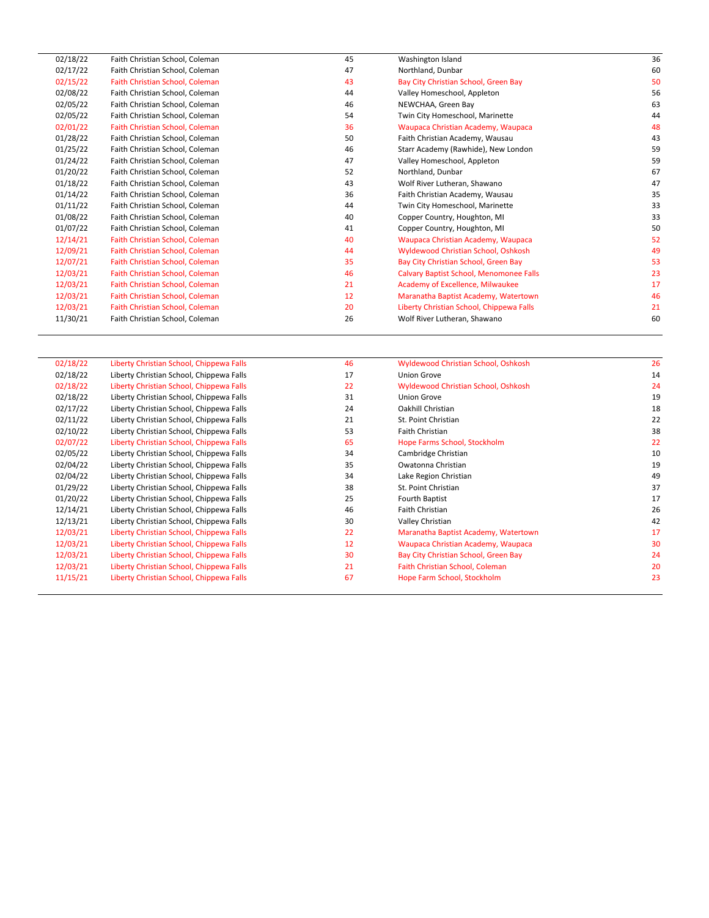| | | | | |
|---|---|---|---|---|
| 02/18/22 | Faith Christian School, Coleman | 45 | Washington Island | 36 |
| 02/17/22 | Faith Christian School, Coleman | 47 | Northland, Dunbar | 60 |
| 02/15/22 | Faith Christian School, Coleman | 43 | Bay City Christian School, Green Bay | 50 |
| 02/08/22 | Faith Christian School, Coleman | 44 | Valley Homeschool, Appleton | 56 |
| 02/05/22 | Faith Christian School, Coleman | 46 | NEWCHAA, Green Bay | 63 |
| 02/05/22 | Faith Christian School, Coleman | 54 | Twin City Homeschool, Marinette | 44 |
| 02/01/22 | Faith Christian School, Coleman | 36 | Waupaca Christian Academy, Waupaca | 48 |
| 01/28/22 | Faith Christian School, Coleman | 50 | Faith Christian Academy, Wausau | 43 |
| 01/25/22 | Faith Christian School, Coleman | 46 | Starr Academy (Rawhide), New London | 59 |
| 01/24/22 | Faith Christian School, Coleman | 47 | Valley Homeschool, Appleton | 59 |
| 01/20/22 | Faith Christian School, Coleman | 52 | Northland, Dunbar | 67 |
| 01/18/22 | Faith Christian School, Coleman | 43 | Wolf River Lutheran, Shawano | 47 |
| 01/14/22 | Faith Christian School, Coleman | 36 | Faith Christian Academy, Wausau | 35 |
| 01/11/22 | Faith Christian School, Coleman | 44 | Twin City Homeschool, Marinette | 33 |
| 01/08/22 | Faith Christian School, Coleman | 40 | Copper Country, Houghton, MI | 33 |
| 01/07/22 | Faith Christian School, Coleman | 41 | Copper Country, Houghton, MI | 50 |
| 12/14/21 | Faith Christian School, Coleman | 40 | Waupaca Christian Academy, Waupaca | 52 |
| 12/09/21 | Faith Christian School, Coleman | 44 | Wyldewood Christian School, Oshkosh | 49 |
| 12/07/21 | Faith Christian School, Coleman | 35 | Bay City Christian School, Green Bay | 53 |
| 12/03/21 | Faith Christian School, Coleman | 46 | Calvary Baptist School, Menomonee Falls | 23 |
| 12/03/21 | Faith Christian School, Coleman | 21 | Academy of Excellence, Milwaukee | 17 |
| 12/03/21 | Faith Christian School, Coleman | 12 | Maranatha Baptist Academy, Watertown | 46 |
| 12/03/21 | Faith Christian School, Coleman | 20 | Liberty Christian School, Chippewa Falls | 21 |
| 11/30/21 | Faith Christian School, Coleman | 26 | Wolf River Lutheran, Shawano | 60 |

| | | | | |
|---|---|---|---|---|
| 02/18/22 | Liberty Christian School, Chippewa Falls | 46 | Wyldewood Christian School, Oshkosh | 26 |
| 02/18/22 | Liberty Christian School, Chippewa Falls | 17 | Union Grove | 14 |
| 02/18/22 | Liberty Christian School, Chippewa Falls | 22 | Wyldewood Christian School, Oshkosh | 24 |
| 02/18/22 | Liberty Christian School, Chippewa Falls | 31 | Union Grove | 19 |
| 02/17/22 | Liberty Christian School, Chippewa Falls | 24 | Oakhill Christian | 18 |
| 02/11/22 | Liberty Christian School, Chippewa Falls | 21 | St. Point Christian | 22 |
| 02/10/22 | Liberty Christian School, Chippewa Falls | 53 | Faith Christian | 38 |
| 02/07/22 | Liberty Christian School, Chippewa Falls | 65 | Hope Farms School, Stockholm | 22 |
| 02/05/22 | Liberty Christian School, Chippewa Falls | 34 | Cambridge Christian | 10 |
| 02/04/22 | Liberty Christian School, Chippewa Falls | 35 | Owatonna Christian | 19 |
| 02/04/22 | Liberty Christian School, Chippewa Falls | 34 | Lake Region Christian | 49 |
| 01/29/22 | Liberty Christian School, Chippewa Falls | 38 | St. Point Christian | 37 |
| 01/20/22 | Liberty Christian School, Chippewa Falls | 25 | Fourth Baptist | 17 |
| 12/14/21 | Liberty Christian School, Chippewa Falls | 46 | Faith Christian | 26 |
| 12/13/21 | Liberty Christian School, Chippewa Falls | 30 | Valley Christian | 42 |
| 12/03/21 | Liberty Christian School, Chippewa Falls | 22 | Maranatha Baptist Academy, Watertown | 17 |
| 12/03/21 | Liberty Christian School, Chippewa Falls | 12 | Waupaca Christian Academy, Waupaca | 30 |
| 12/03/21 | Liberty Christian School, Chippewa Falls | 30 | Bay City Christian School, Green Bay | 24 |
| 12/03/21 | Liberty Christian School, Chippewa Falls | 21 | Faith Christian School, Coleman | 20 |
| 11/15/21 | Liberty Christian School, Chippewa Falls | 67 | Hope Farm School, Stockholm | 23 |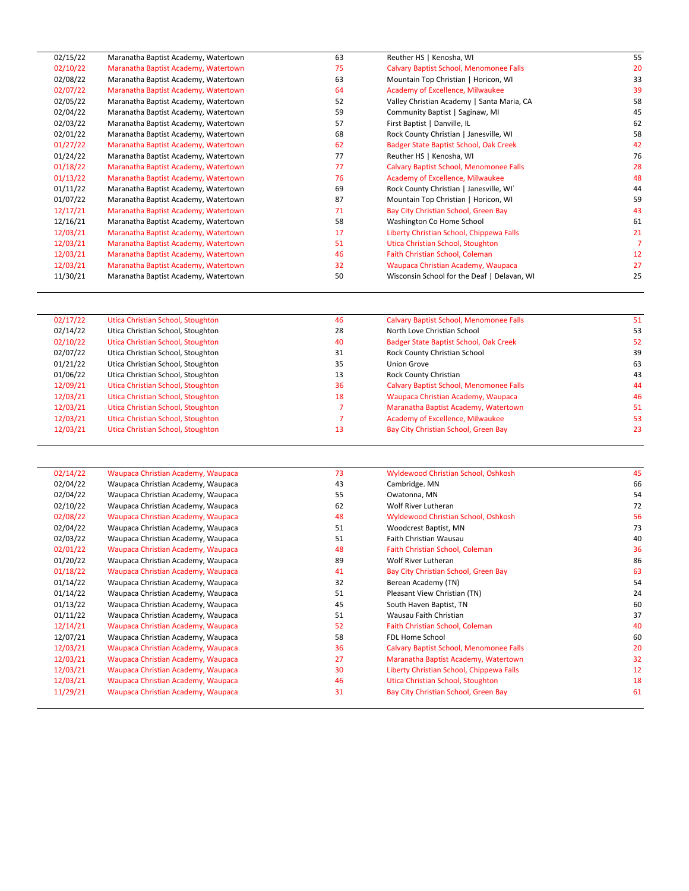| | | | | |
|---|---|---|---|---|
| 02/15/22 | Maranatha Baptist Academy, Watertown | 63 | Reuther HS \| Kenosha, WI | 55 |
| 02/10/22 | Maranatha Baptist Academy, Watertown | 75 | Calvary Baptist School, Menomonee Falls | 20 |
| 02/08/22 | Maranatha Baptist Academy, Watertown | 63 | Mountain Top Christian \| Horicon, WI | 33 |
| 02/07/22 | Maranatha Baptist Academy, Watertown | 64 | Academy of Excellence, Milwaukee | 39 |
| 02/05/22 | Maranatha Baptist Academy, Watertown | 52 | Valley Christian Academy \| Santa Maria, CA | 58 |
| 02/04/22 | Maranatha Baptist Academy, Watertown | 59 | Community Baptist \| Saginaw, MI | 45 |
| 02/03/22 | Maranatha Baptist Academy, Watertown | 57 | First Baptist \| Danville, IL | 62 |
| 02/01/22 | Maranatha Baptist Academy, Watertown | 68 | Rock County Christian \| Janesville, WI | 58 |
| 01/27/22 | Maranatha Baptist Academy, Watertown | 62 | Badger State Baptist School, Oak Creek | 42 |
| 01/24/22 | Maranatha Baptist Academy, Watertown | 77 | Reuther HS \| Kenosha, WI | 76 |
| 01/18/22 | Maranatha Baptist Academy, Watertown | 77 | Calvary Baptist School, Menomonee Falls | 28 |
| 01/13/22 | Maranatha Baptist Academy, Watertown | 76 | Academy of Excellence, Milwaukee | 48 |
| 01/11/22 | Maranatha Baptist Academy, Watertown | 69 | Rock County Christian \| Janesville, WI` | 44 |
| 01/07/22 | Maranatha Baptist Academy, Watertown | 87 | Mountain Top Christian \| Horicon, WI | 59 |
| 12/17/21 | Maranatha Baptist Academy, Watertown | 71 | Bay City Christian School, Green Bay | 43 |
| 12/16/21 | Maranatha Baptist Academy, Watertown | 58 | Washington Co Home School | 61 |
| 12/03/21 | Maranatha Baptist Academy, Watertown | 17 | Liberty Christian School, Chippewa Falls | 21 |
| 12/03/21 | Maranatha Baptist Academy, Watertown | 51 | Utica Christian School, Stoughton | 7 |
| 12/03/21 | Maranatha Baptist Academy, Watertown | 46 | Faith Christian School, Coleman | 12 |
| 12/03/21 | Maranatha Baptist Academy, Watertown | 32 | Waupaca Christian Academy, Waupaca | 27 |
| 11/30/21 | Maranatha Baptist Academy, Watertown | 50 | Wisconsin School for the Deaf \| Delavan, WI | 25 |

| | | | | |
|---|---|---|---|---|
| 02/17/22 | Utica Christian School, Stoughton | 46 | Calvary Baptist School, Menomonee Falls | 51 |
| 02/14/22 | Utica Christian School, Stoughton | 28 | North Love Christian School | 53 |
| 02/10/22 | Utica Christian School, Stoughton | 40 | Badger State Baptist School, Oak Creek | 52 |
| 02/07/22 | Utica Christian School, Stoughton | 31 | Rock County Christian School | 39 |
| 01/21/22 | Utica Christian School, Stoughton | 35 | Union Grove | 63 |
| 01/06/22 | Utica Christian School, Stoughton | 13 | Rock County Christian | 43 |
| 12/09/21 | Utica Christian School, Stoughton | 36 | Calvary Baptist School, Menomonee Falls | 44 |
| 12/03/21 | Utica Christian School, Stoughton | 18 | Waupaca Christian Academy, Waupaca | 46 |
| 12/03/21 | Utica Christian School, Stoughton | 7 | Maranatha Baptist Academy, Watertown | 51 |
| 12/03/21 | Utica Christian School, Stoughton | 7 | Academy of Excellence, Milwaukee | 53 |
| 12/03/21 | Utica Christian School, Stoughton | 13 | Bay City Christian School, Green Bay | 23 |

| | | | | |
|---|---|---|---|---|
| 02/14/22 | Waupaca Christian Academy, Waupaca | 73 | Wyldewood Christian School, Oshkosh | 45 |
| 02/04/22 | Waupaca Christian Academy, Waupaca | 43 | Cambridge. MN | 66 |
| 02/04/22 | Waupaca Christian Academy, Waupaca | 55 | Owatonna, MN | 54 |
| 02/10/22 | Waupaca Christian Academy, Waupaca | 62 | Wolf River Lutheran | 72 |
| 02/08/22 | Waupaca Christian Academy, Waupaca | 48 | Wyldewood Christian School, Oshkosh | 56 |
| 02/04/22 | Waupaca Christian Academy, Waupaca | 51 | Woodcrest Baptist, MN | 73 |
| 02/03/22 | Waupaca Christian Academy, Waupaca | 51 | Faith Christian Wausau | 40 |
| 02/01/22 | Waupaca Christian Academy, Waupaca | 48 | Faith Christian School, Coleman | 36 |
| 01/20/22 | Waupaca Christian Academy, Waupaca | 89 | Wolf River Lutheran | 86 |
| 01/18/22 | Waupaca Christian Academy, Waupaca | 41 | Bay City Christian School, Green Bay | 63 |
| 01/14/22 | Waupaca Christian Academy, Waupaca | 32 | Berean Academy (TN) | 54 |
| 01/14/22 | Waupaca Christian Academy, Waupaca | 51 | Pleasant View Christian (TN) | 24 |
| 01/13/22 | Waupaca Christian Academy, Waupaca | 45 | South Haven Baptist, TN | 60 |
| 01/11/22 | Waupaca Christian Academy, Waupaca | 51 | Wausau Faith Christian | 37 |
| 12/14/21 | Waupaca Christian Academy, Waupaca | 52 | Faith Christian School, Coleman | 40 |
| 12/07/21 | Waupaca Christian Academy, Waupaca | 58 | FDL Home School | 60 |
| 12/03/21 | Waupaca Christian Academy, Waupaca | 36 | Calvary Baptist School, Menomonee Falls | 20 |
| 12/03/21 | Waupaca Christian Academy, Waupaca | 27 | Maranatha Baptist Academy, Watertown | 32 |
| 12/03/21 | Waupaca Christian Academy, Waupaca | 30 | Liberty Christian School, Chippewa Falls | 12 |
| 12/03/21 | Waupaca Christian Academy, Waupaca | 46 | Utica Christian School, Stoughton | 18 |
| 11/29/21 | Waupaca Christian Academy, Waupaca | 31 | Bay City Christian School, Green Bay | 61 |